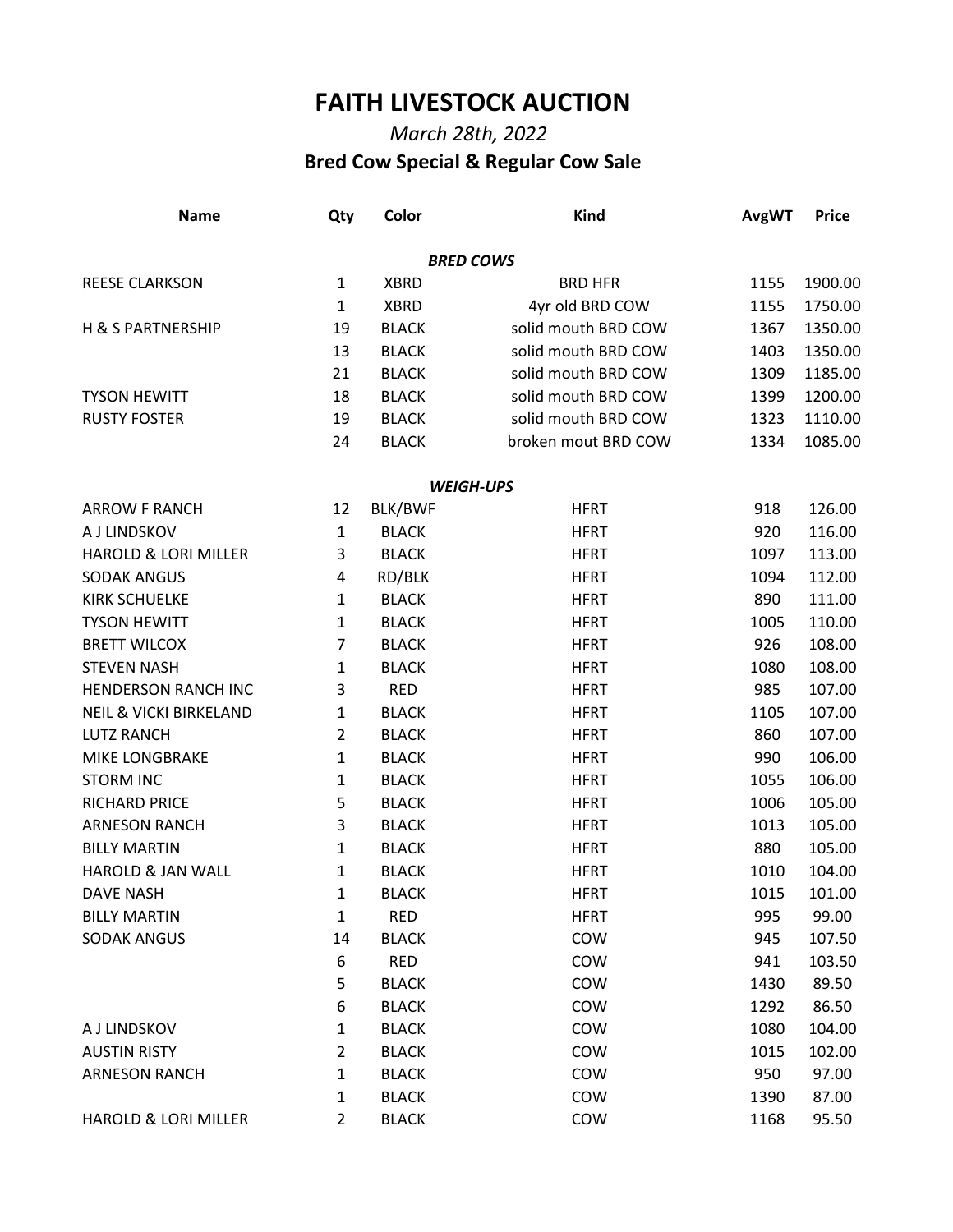# FAITH LIVESTOCK AUCTION

*March 28th, 2022*

## Bred Cow Special & Regular Cow Sale

| Name | Qty | Color | Kind | AvgWT | Price |
|---|---|---|---|---|---|
| | | | ***BRED COWS*** | | |
| REESE CLARKSON | 1 | XBRD | BRD HFR | 1155 | 1900.00 |
| | 1 | XBRD | 4yr old BRD COW | 1155 | 1750.00 |
| H & S PARTNERSHIP | 19 | BLACK | solid mouth BRD COW | 1367 | 1350.00 |
| | 13 | BLACK | solid mouth BRD COW | 1403 | 1350.00 |
| | 21 | BLACK | solid mouth BRD COW | 1309 | 1185.00 |
| TYSON HEWITT | 18 | BLACK | solid mouth BRD COW | 1399 | 1200.00 |
| RUSTY FOSTER | 19 | BLACK | solid mouth BRD COW | 1323 | 1110.00 |
| | 24 | BLACK | broken mout BRD COW | 1334 | 1085.00 |
| | | | ***WEIGH-UPS*** | | |
| ARROW F RANCH | 12 | BLK/BWF | HFRT | 918 | 126.00 |
| A J LINDSKOV | 1 | BLACK | HFRT | 920 | 116.00 |
| HAROLD & LORI MILLER | 3 | BLACK | HFRT | 1097 | 113.00 |
| SODAK ANGUS | 4 | RD/BLK | HFRT | 1094 | 112.00 |
| KIRK SCHUELKE | 1 | BLACK | HFRT | 890 | 111.00 |
| TYSON HEWITT | 1 | BLACK | HFRT | 1005 | 110.00 |
| BRETT WILCOX | 7 | BLACK | HFRT | 926 | 108.00 |
| STEVEN NASH | 1 | BLACK | HFRT | 1080 | 108.00 |
| HENDERSON RANCH INC | 3 | RED | HFRT | 985 | 107.00 |
| NEIL & VICKI BIRKELAND | 1 | BLACK | HFRT | 1105 | 107.00 |
| LUTZ RANCH | 2 | BLACK | HFRT | 860 | 107.00 |
| MIKE LONGBRAKE | 1 | BLACK | HFRT | 990 | 106.00 |
| STORM INC | 1 | BLACK | HFRT | 1055 | 106.00 |
| RICHARD PRICE | 5 | BLACK | HFRT | 1006 | 105.00 |
| ARNESON RANCH | 3 | BLACK | HFRT | 1013 | 105.00 |
| BILLY MARTIN | 1 | BLACK | HFRT | 880 | 105.00 |
| HAROLD & JAN WALL | 1 | BLACK | HFRT | 1010 | 104.00 |
| DAVE NASH | 1 | BLACK | HFRT | 1015 | 101.00 |
| BILLY MARTIN | 1 | RED | HFRT | 995 | 99.00 |
| SODAK ANGUS | 14 | BLACK | COW | 945 | 107.50 |
| | 6 | RED | COW | 941 | 103.50 |
| | 5 | BLACK | COW | 1430 | 89.50 |
| | 6 | BLACK | COW | 1292 | 86.50 |
| A J LINDSKOV | 1 | BLACK | COW | 1080 | 104.00 |
| AUSTIN RISTY | 2 | BLACK | COW | 1015 | 102.00 |
| ARNESON RANCH | 1 | BLACK | COW | 950 | 97.00 |
| | 1 | BLACK | COW | 1390 | 87.00 |
| HAROLD & LORI MILLER | 2 | BLACK | COW | 1168 | 95.50 |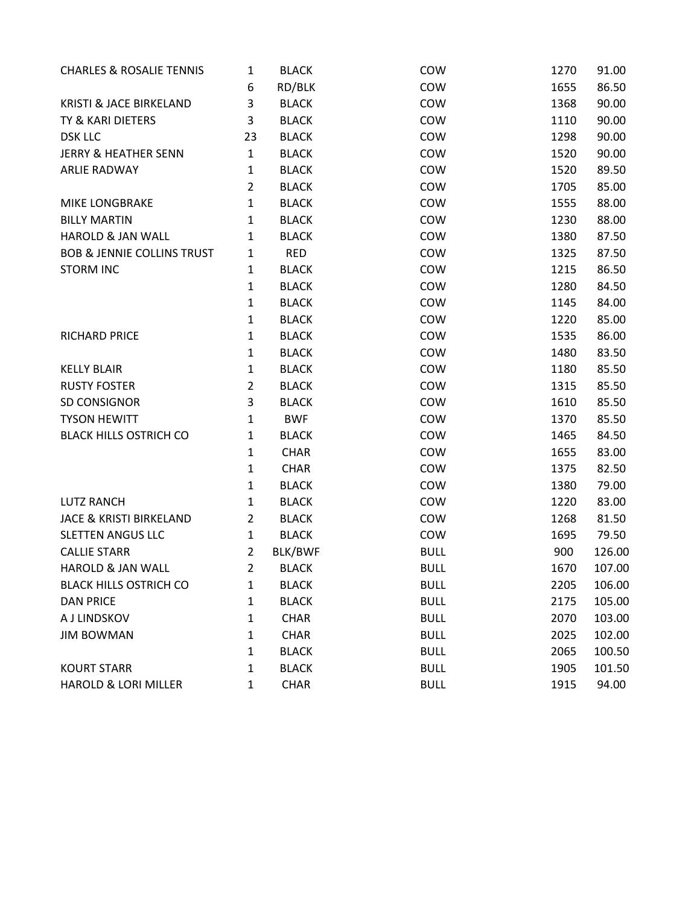| | | | | | |
|---|---|---|---|---|---|
| CHARLES & ROSALIE TENNIS | 1 | BLACK | COW | 1270 | 91.00 |
| | 6 | RD/BLK | COW | 1655 | 86.50 |
| KRISTI & JACE BIRKELAND | 3 | BLACK | COW | 1368 | 90.00 |
| TY & KARI DIETERS | 3 | BLACK | COW | 1110 | 90.00 |
| DSK LLC | 23 | BLACK | COW | 1298 | 90.00 |
| JERRY & HEATHER SENN | 1 | BLACK | COW | 1520 | 90.00 |
| ARLIE RADWAY | 1 | BLACK | COW | 1520 | 89.50 |
| | 2 | BLACK | COW | 1705 | 85.00 |
| MIKE LONGBRAKE | 1 | BLACK | COW | 1555 | 88.00 |
| BILLY MARTIN | 1 | BLACK | COW | 1230 | 88.00 |
| HAROLD & JAN WALL | 1 | BLACK | COW | 1380 | 87.50 |
| BOB & JENNIE COLLINS TRUST | 1 | RED | COW | 1325 | 87.50 |
| STORM INC | 1 | BLACK | COW | 1215 | 86.50 |
| | 1 | BLACK | COW | 1280 | 84.50 |
| | 1 | BLACK | COW | 1145 | 84.00 |
| | 1 | BLACK | COW | 1220 | 85.00 |
| RICHARD PRICE | 1 | BLACK | COW | 1535 | 86.00 |
| | 1 | BLACK | COW | 1480 | 83.50 |
| KELLY BLAIR | 1 | BLACK | COW | 1180 | 85.50 |
| RUSTY FOSTER | 2 | BLACK | COW | 1315 | 85.50 |
| SD CONSIGNOR | 3 | BLACK | COW | 1610 | 85.50 |
| TYSON HEWITT | 1 | BWF | COW | 1370 | 85.50 |
| BLACK HILLS OSTRICH CO | 1 | BLACK | COW | 1465 | 84.50 |
| | 1 | CHAR | COW | 1655 | 83.00 |
| | 1 | CHAR | COW | 1375 | 82.50 |
| | 1 | BLACK | COW | 1380 | 79.00 |
| LUTZ RANCH | 1 | BLACK | COW | 1220 | 83.00 |
| JACE & KRISTI BIRKELAND | 2 | BLACK | COW | 1268 | 81.50 |
| SLETTEN ANGUS LLC | 1 | BLACK | COW | 1695 | 79.50 |
| CALLIE STARR | 2 | BLK/BWF | BULL | 900 | 126.00 |
| HAROLD & JAN WALL | 2 | BLACK | BULL | 1670 | 107.00 |
| BLACK HILLS OSTRICH CO | 1 | BLACK | BULL | 2205 | 106.00 |
| DAN PRICE | 1 | BLACK | BULL | 2175 | 105.00 |
| A J LINDSKOV | 1 | CHAR | BULL | 2070 | 103.00 |
| JIM BOWMAN | 1 | CHAR | BULL | 2025 | 102.00 |
| | 1 | BLACK | BULL | 2065 | 100.50 |
| KOURT STARR | 1 | BLACK | BULL | 1905 | 101.50 |
| HAROLD & LORI MILLER | 1 | CHAR | BULL | 1915 | 94.00 |